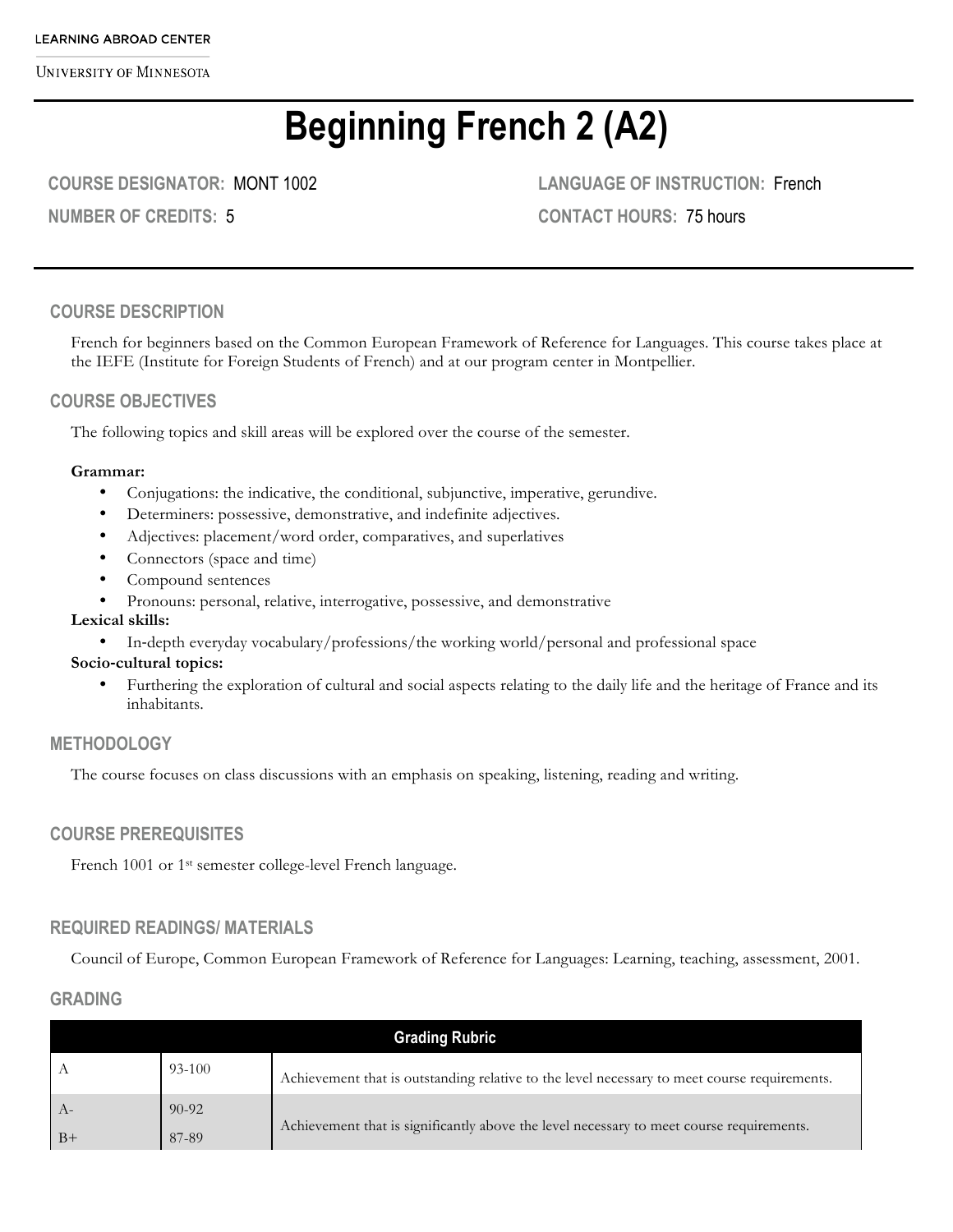LEARNING ABROAD CENTER

UNIVERSITY OF MINNESOTA

# Beginning French 2 (A2)

**COURSE DESIGNATOR:** MONT 1002

**LANGUAGE OF INSTRUCTION:** French

**NUMBER OF CREDITS:** 5

**CONTACT HOURS:** 75 hours

## COURSE DESCRIPTION

French for beginners based on the Common European Framework of Reference for Languages. This course takes place at the IEFE (Institute for Foreign Students of French) and at our program center in Montpellier.

## COURSE OBJECTIVES

The following topics and skill areas will be explored over the course of the semester.

**Grammar:**

- Conjugations: the indicative, the conditional, subjunctive, imperative, gerundive.
- Determiners: possessive, demonstrative, and indefinite adjectives.
- Adjectives: placement/word order, comparatives, and superlatives
- Connectors (space and time)
- Compound sentences
- Pronouns: personal, relative, interrogative, possessive, and demonstrative

**Lexical skills:**

- In-depth everyday vocabulary/professions/the working world/personal and professional space

**Socio-cultural topics:**

- Furthering the exploration of cultural and social aspects relating to the daily life and the heritage of France and its inhabitants.

## METHODOLOGY

The course focuses on class discussions with an emphasis on speaking, listening, reading and writing.

## COURSE PREREQUISITES

French 1001 or 1st semester college-level French language.

## REQUIRED READINGS/ MATERIALS

Council of Europe, Common European Framework of Reference for Languages: Learning, teaching, assessment, 2001.

## GRADING

| Grading Rubric | | |
|---|---|---|
| A | 93-100 | Achievement that is outstanding relative to the level necessary to meet course requirements. |
| A-<br>B+ | 90-92<br>87-89 | Achievement that is significantly above the level necessary to meet course requirements. |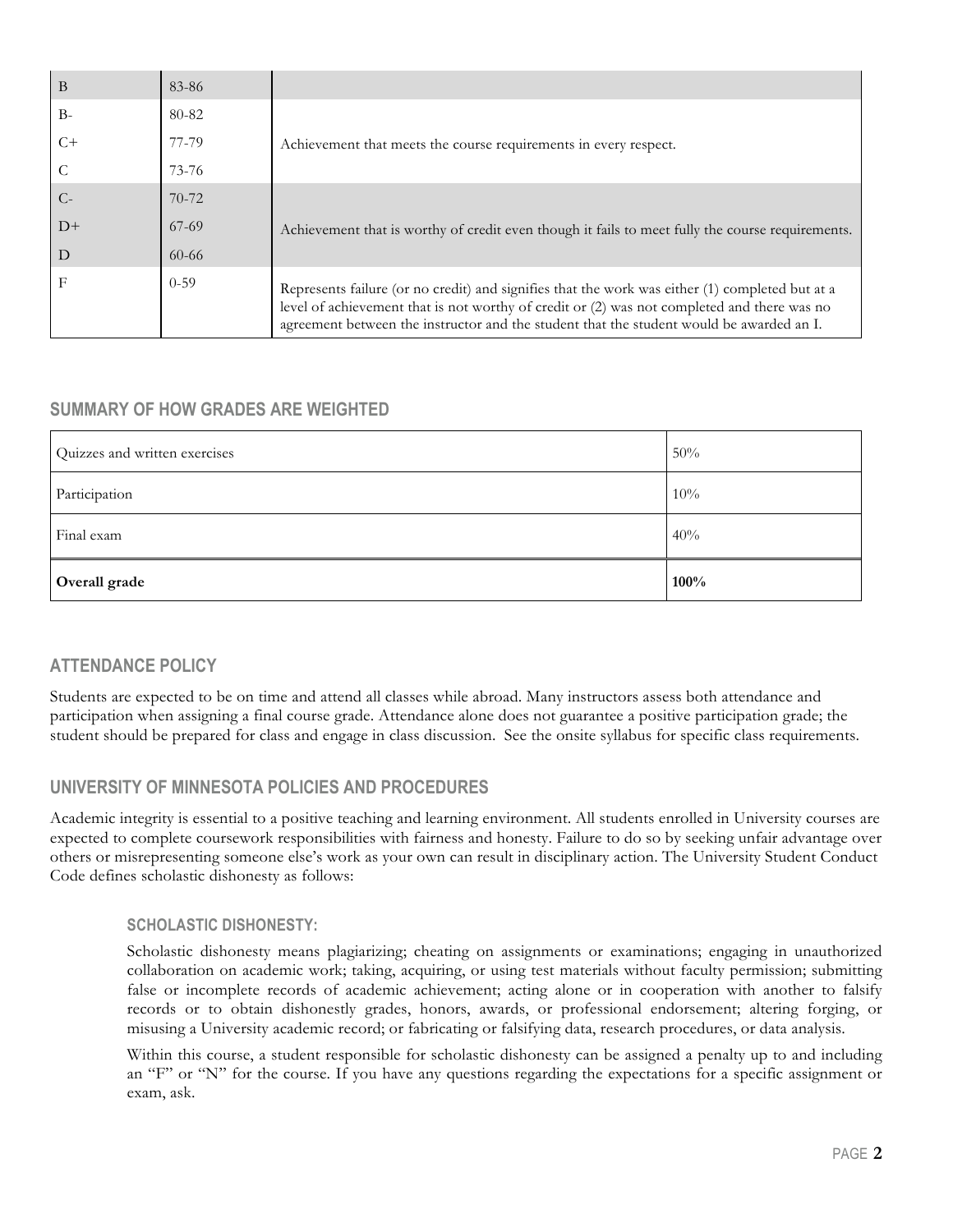| B | 83-86 | |
|---|---|---|
| B- | 80-82 | Achievement that meets the course requirements in every respect. |
| C+ | 77-79 | |
| C | 73-76 | |
| C- | 70-72 | Achievement that is worthy of credit even though it fails to meet fully the course requirements. |
| D+ | 67-69 | |
| D | 60-66 | |
| F | 0-59 | Represents failure (or no credit) and signifies that the work was either (1) completed but at a level of achievement that is not worthy of credit or (2) was not completed and there was no agreement between the instructor and the student that the student would be awarded an I. |

## SUMMARY OF HOW GRADES ARE WEIGHTED

| | |
|---|---|
| Quizzes and written exercises | 50% |
| Participation | 10% |
| Final exam | 40% |
| **Overall grade** | **100%** |

## ATTENDANCE POLICY

Students are expected to be on time and attend all classes while abroad. Many instructors assess both attendance and participation when assigning a final course grade. Attendance alone does not guarantee a positive participation grade; the student should be prepared for class and engage in class discussion. See the onsite syllabus for specific class requirements.

## UNIVERSITY OF MINNESOTA POLICIES AND PROCEDURES

Academic integrity is essential to a positive teaching and learning environment. All students enrolled in University courses are expected to complete coursework responsibilities with fairness and honesty. Failure to do so by seeking unfair advantage over others or misrepresenting someone else's work as your own can result in disciplinary action. The University Student Conduct Code defines scholastic dishonesty as follows:

### SCHOLASTIC DISHONESTY:

Scholastic dishonesty means plagiarizing; cheating on assignments or examinations; engaging in unauthorized collaboration on academic work; taking, acquiring, or using test materials without faculty permission; submitting false or incomplete records of academic achievement; acting alone or in cooperation with another to falsify records or to obtain dishonestly grades, honors, awards, or professional endorsement; altering forging, or misusing a University academic record; or fabricating or falsifying data, research procedures, or data analysis.

Within this course, a student responsible for scholastic dishonesty can be assigned a penalty up to and including an "F" or "N" for the course. If you have any questions regarding the expectations for a specific assignment or exam, ask.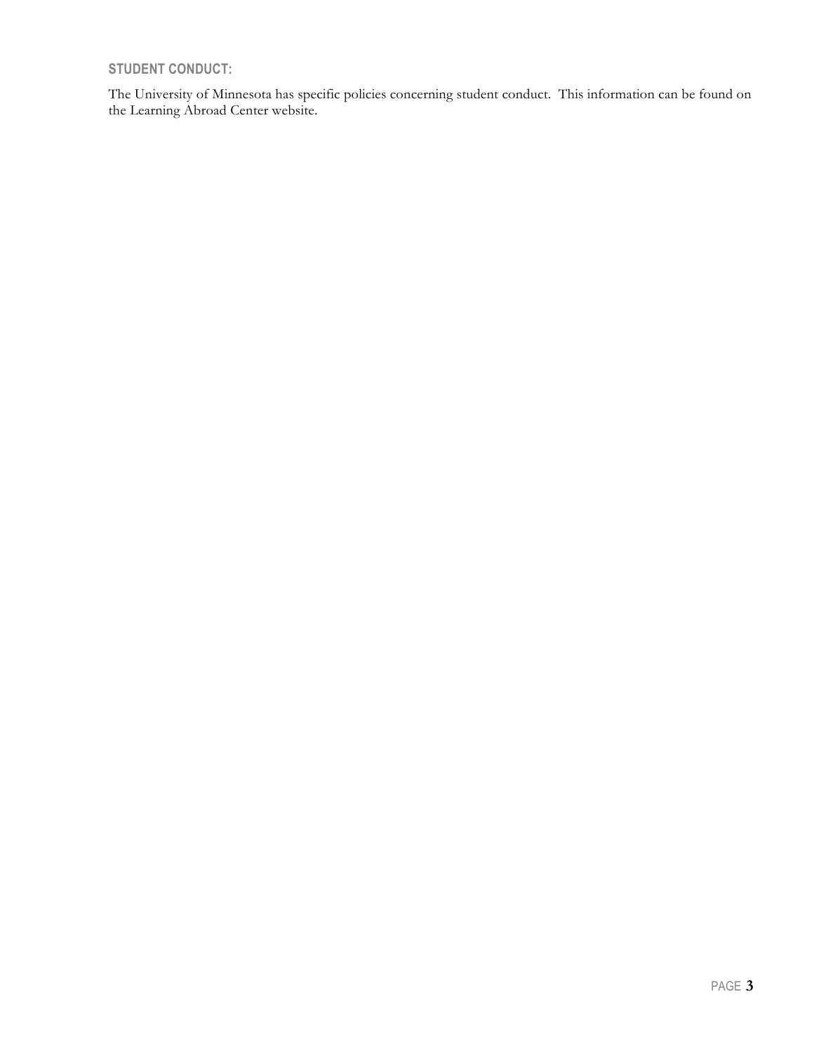### STUDENT CONDUCT:

The University of Minnesota has specific policies concerning student conduct. This information can be found on the Learning Abroad Center website.